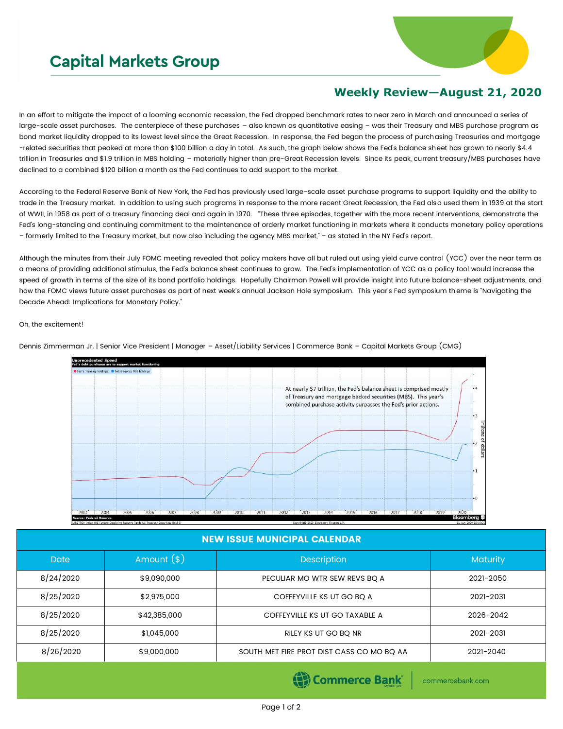# Capital Markets Group

## Weekly Review—August 21, 2020

In an effort to mitigate the impact of a looming economic recession, the Fed dropped benchmark rates to near zero in March and announced a series of large-scale asset purchases. The centerpiece of these purchases – also known as quantitative easing – was their Treasury and MBS purchase program as bond market liquidity dropped to its lowest level since the Great Recession. In response, the Fed began the process of purchasing Treasuries and mortgage-related securities that peaked at more than $100 billion a day in total. As such, the graph below shows the Fed's balance sheet has grown to nearly $4.4 trillion in Treasuries and $1.9 trillion in MBS holding – materially higher than pre-Great Recession levels. Since its peak, current treasury/MBS purchases have declined to a combined $120 billion a month as the Fed continues to add support to the market.

According to the Federal Reserve Bank of New York, the Fed has previously used large-scale asset purchase programs to support liquidity and the ability to trade in the Treasury market. In addition to using such programs in response to the more recent Great Recession, the Fed also used them in 1939 at the start of WWII, in 1958 as part of a treasury financing deal and again in 1970. "These three episodes, together with the more recent interventions, demonstrate the Fed's long-standing and continuing commitment to the maintenance of orderly market functioning in markets where it conducts monetary policy operations – formerly limited to the Treasury market, but now also including the agency MBS market," – as stated in the NY Fed's report.

Although the minutes from their July FOMC meeting revealed that policy makers have all but ruled out using yield curve control (YCC) over the near term as a means of providing additional stimulus, the Fed's balance sheet continues to grow. The Fed's implementation of YCC as a policy tool would increase the speed of growth in terms of the size of its bond portfolio holdings. Hopefully Chairman Powell will provide insight into future balance-sheet adjustments, and how the FOMC views future asset purchases as part of next week's annual Jackson Hole symposium. This year's Fed symposium theme is "Navigating the Decade Ahead: Implications for Monetary Policy."

Oh, the excitement!

Dennis Zimmerman Jr. | Senior Vice President | Manager – Asset/Liability Services | Commerce Bank – Capital Markets Group (CMG)

**Unprecedented Speed**
Fed's debt purchases are to support market functioning

At nearly $7 trillion, the Fed's balance sheet is comprised mostly of Treasury and mortgage backed securities (MBS). This year's combined purchase activity surpasses the Fed's prior actions.

Source: Federal Reserve

| NEW ISSUE MUNICIPAL CALENDAR | | | |
|---|---|---|---|
| Date | Amount ($) | Description | Maturity |
| 8/24/2020 | $9,090,000 | PECULIAR MO WTR SEW REVS BQ A | 2021-2050 |
| 8/25/2020 | $2,975,000 | COFFEYVILLE KS UT GO BQ A | 2021-2031 |
| 8/25/2020 | $42,385,000 | COFFEYVILLE KS UT GO TAXABLE A | 2026-2042 |
| 8/25/2020 | $1,045,000 | RILEY KS UT GO BQ NR | 2021-2031 |
| 8/26/2020 | $9,000,000 | SOUTH MET FIRE PROT DIST CASS CO MO BQ AA | 2021-2040 |

Commerce Bank | commercebank.com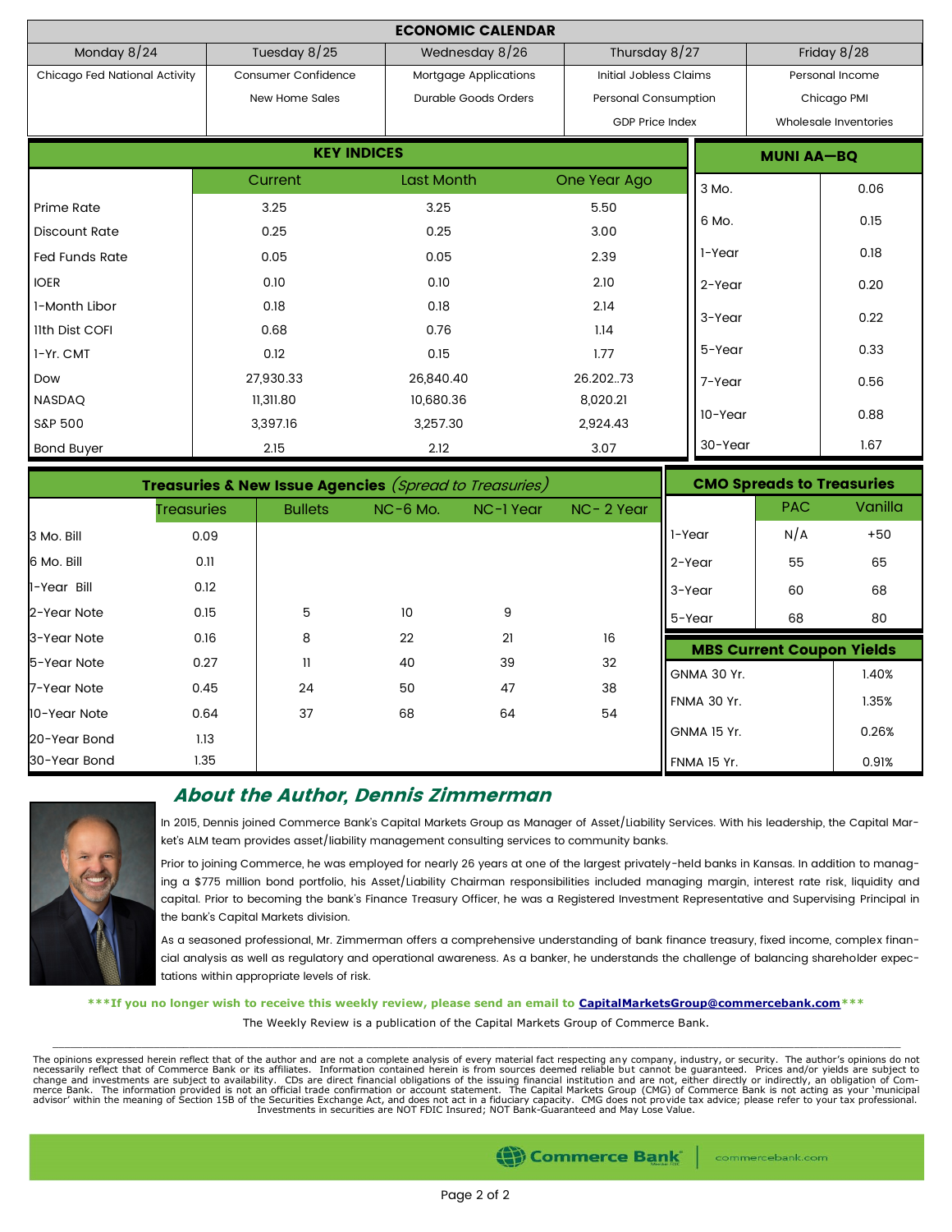## ECONOMIC CALENDAR

| Monday 8/24 | Tuesday 8/25 | Wednesday 8/26 | Thursday 8/27 | Friday 8/28 |
|---|---|---|---|---|
| Chicago Fed National Activity | Consumer Confidence | Mortgage Applications | Initial Jobless Claims | Personal Income |
| | New Home Sales | Durable Goods Orders | Personal Consumption | Chicago PMI |
| | | | GDP Price Index | Wholesale Inventories |

## KEY INDICES

| | Current | Last Month | One Year Ago |
|---|---|---|---|
| Prime Rate | 3.25 | 3.25 | 5.50 |
| Discount Rate | 0.25 | 0.25 | 3.00 |
| Fed Funds Rate | 0.05 | 0.05 | 2.39 |
| IOER | 0.10 | 0.10 | 2.10 |
| 1-Month Libor | 0.18 | 0.18 | 2.14 |
| 11th Dist COFI | 0.68 | 0.76 | 1.14 |
| 1-Yr. CMT | 0.12 | 0.15 | 1.77 |
| Dow | 27,930.33 | 26,840.40 | 26.202..73 |
| NASDAQ | 11,311.80 | 10,680.36 | 8,020.21 |
| S&P 500 | 3,397.16 | 3,257.30 | 2,924.43 |
| Bond Buyer | 2.15 | 2.12 | 3.07 |

## MUNI AA—BQ

| | |
|---|---|
| 3 Mo. | 0.06 |
| 6 Mo. | 0.15 |
| 1-Year | 0.18 |
| 2-Year | 0.20 |
| 3-Year | 0.22 |
| 5-Year | 0.33 |
| 7-Year | 0.56 |
| 10-Year | 0.88 |
| 30-Year | 1.67 |

## Treasuries & New Issue Agencies *(Spread to Treasuries)*

| | Treasuries | Bullets | NC-6 Mo. | NC-1 Year | NC- 2 Year |
|---|---|---|---|---|---|
| 3 Mo. Bill | 0.09 | | | | |
| 6 Mo. Bill | 0.11 | | | | |
| 1-Year Bill | 0.12 | | | | |
| 2-Year Note | 0.15 | 5 | 10 | 9 | |
| 3-Year Note | 0.16 | 8 | 22 | 21 | 16 |
| 5-Year Note | 0.27 | 11 | 40 | 39 | 32 |
| 7-Year Note | 0.45 | 24 | 50 | 47 | 38 |
| 10-Year Note | 0.64 | 37 | 68 | 64 | 54 |
| 20-Year Bond | 1.13 | | | | |
| 30-Year Bond | 1.35 | | | | |

## CMO Spreads to Treasuries

| | PAC | Vanilla |
|---|---|---|
| 1-Year | N/A | +50 |
| 2-Year | 55 | 65 |
| 3-Year | 60 | 68 |
| 5-Year | 68 | 80 |

## MBS Current Coupon Yields

| | |
|---|---|
| GNMA 30 Yr. | 1.40% |
| FNMA 30 Yr. | 1.35% |
| GNMA 15 Yr. | 0.26% |
| FNMA 15 Yr. | 0.91% |

## *About the Author, Dennis Zimmerman*

In 2015, Dennis joined Commerce Bank's Capital Markets Group as Manager of Asset/Liability Services. With his leadership, the Capital Market's ALM team provides asset/liability management consulting services to community banks.

Prior to joining Commerce, he was employed for nearly 26 years at one of the largest privately-held banks in Kansas. In addition to managing a $775 million bond portfolio, his Asset/Liability Chairman responsibilities included managing margin, interest rate risk, liquidity and capital. Prior to becoming the bank's Finance Treasury Officer, he was a Registered Investment Representative and Supervising Principal in the bank's Capital Markets division.

As a seasoned professional, Mr. Zimmerman offers a comprehensive understanding of bank finance treasury, fixed income, complex financial analysis as well as regulatory and operational awareness. As a banker, he understands the challenge of balancing shareholder expectations within appropriate levels of risk.

**\*\*\*If you no longer wish to receive this weekly review, please send an email to CapitalMarketsGroup@commercebank.com\*\*\***

The Weekly Review is a publication of the Capital Markets Group of Commerce Bank.

The opinions expressed herein reflect that of the author and are not a complete analysis of every material fact respecting any company, industry, or security. The author's opinions do not necessarily reflect that of Commerce Bank or its affiliates. Information contained herein is from sources deemed reliable but cannot be guaranteed. Prices and/or yields are subject to change and investments are subject to availability. CDs are direct financial obligations of the issuing financial institution and are not, either directly or indirectly, an obligation of Commerce Bank. The information provided is not an official trade confirmation or account statement. The Capital Markets Group (CMG) of Commerce Bank is not acting as your 'municipal advisor' within the meaning of Section 15B of the Securities Exchange Act, and does not act in a fiduciary capacity. CMG does not provide tax advice; please refer to your tax professional. Investments in securities are NOT FDIC Insured; NOT Bank-Guaranteed and May Lose Value.

Commerce Bank | commercebank.com